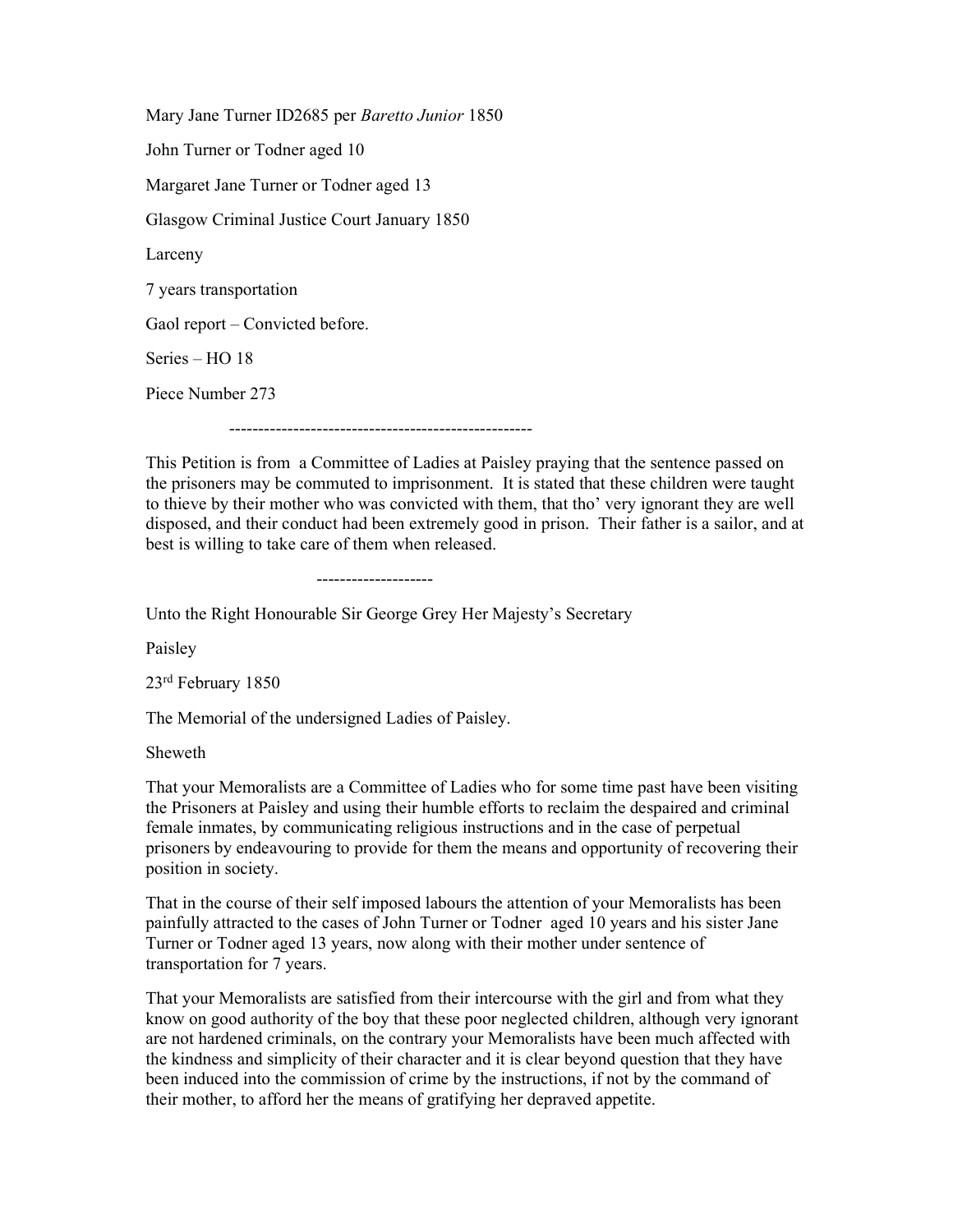Mary Jane Turner ID2685 per *Baretto Junior* 1850

John Turner or Todner aged 10

Margaret Jane Turner or Todner aged 13

Glasgow Criminal Justice Court January 1850

Larceny

7 years transportation

Gaol report – Convicted before.

Series – HO 18

Piece Number 273

---

This Petition is from a Committee of Ladies at Paisley praying that the sentence passed on the prisoners may be commuted to imprisonment. It is stated that these children were taught to thieve by their mother who was convicted with them, that tho' very ignorant they are well disposed, and their conduct had been extremely good in prison. Their father is a sailor, and at best is willing to take care of them when released.

---

Unto the Right Honourable Sir George Grey Her Majesty's Secretary

Paisley

23rd February 1850

The Memorial of the undersigned Ladies of Paisley.

Sheweth

That your Memoralists are a Committee of Ladies who for some time past have been visiting the Prisoners at Paisley and using their humble efforts to reclaim the despaired and criminal female inmates, by communicating religious instructions and in the case of perpetual prisoners by endeavouring to provide for them the means and opportunity of recovering their position in society.

That in the course of their self imposed labours the attention of your Memoralists has been painfully attracted to the cases of John Turner or Todner aged 10 years and his sister Jane Turner or Todner aged 13 years, now along with their mother under sentence of transportation for 7 years.

That your Memoralists are satisfied from their intercourse with the girl and from what they know on good authority of the boy that these poor neglected children, although very ignorant are not hardened criminals, on the contrary your Memoralists have been much affected with the kindness and simplicity of their character and it is clear beyond question that they have been induced into the commission of crime by the instructions, if not by the command of their mother, to afford her the means of gratifying her depraved appetite.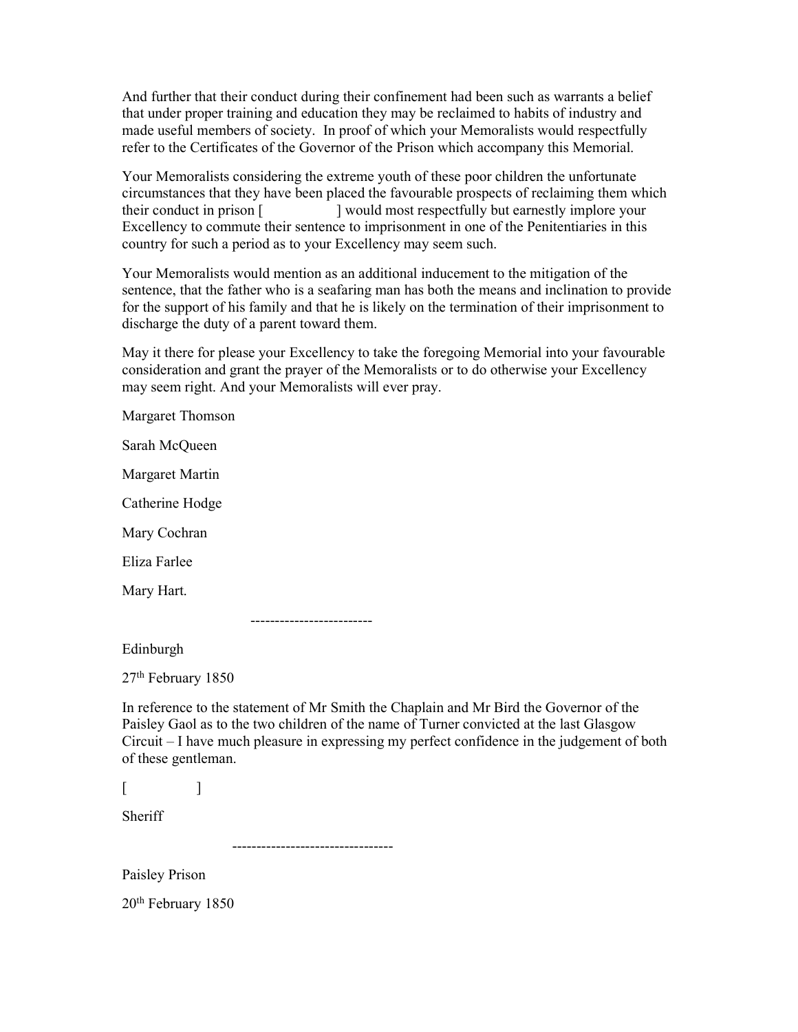And further that their conduct during their confinement had been such as warrants a belief that under proper training and education they may be reclaimed to habits of industry and made useful members of society. In proof of which your Memoralists would respectfully refer to the Certificates of the Governor of the Prison which accompany this Memorial.

Your Memoralists considering the extreme youth of these poor children the unfortunate circumstances that they have been placed the favourable prospects of reclaiming them which their conduct in prison [ ] would most respectfully but earnestly implore your Excellency to commute their sentence to imprisonment in one of the Penitentiaries in this country for such a period as to your Excellency may seem such.

Your Memoralists would mention as an additional inducement to the mitigation of the sentence, that the father who is a seafaring man has both the means and inclination to provide for the support of his family and that he is likely on the termination of their imprisonment to discharge the duty of a parent toward them.

May it there for please your Excellency to take the foregoing Memorial into your favourable consideration and grant the prayer of the Memoralists or to do otherwise your Excellency may seem right. And your Memoralists will ever pray.

Margaret Thomson

Sarah McQueen

Margaret Martin

Catherine Hodge

Mary Cochran

Eliza Farlee

Mary Hart.

-------------------------

Edinburgh

27th February 1850

In reference to the statement of Mr Smith the Chaplain and Mr Bird the Governor of the Paisley Gaol as to the two children of the name of Turner convicted at the last Glasgow Circuit – I have much pleasure in expressing my perfect confidence in the judgement of both of these gentleman.

[ ]

Sheriff

---------------------------------

Paisley Prison

20th February 1850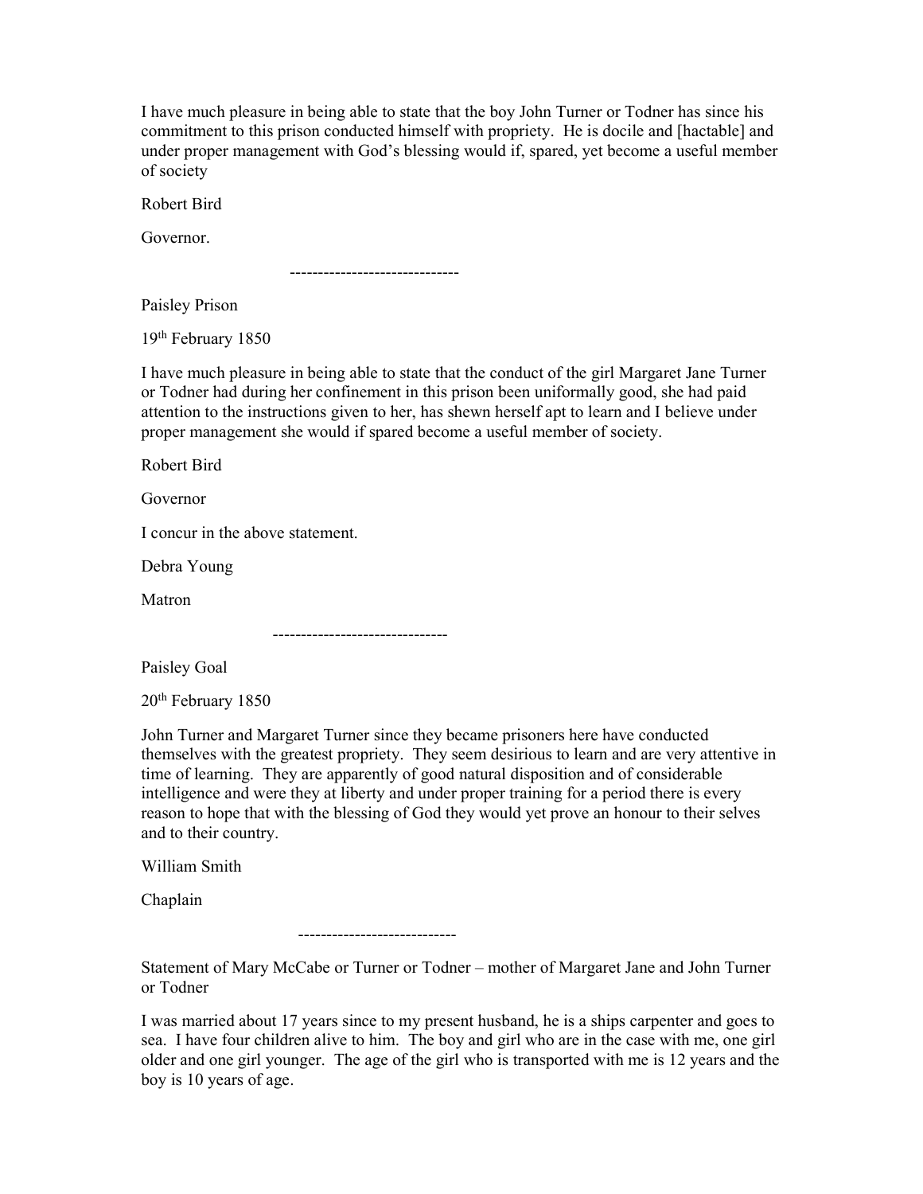I have much pleasure in being able to state that the boy John Turner or Todner has since his commitment to this prison conducted himself with propriety. He is docile and [hactable] and under proper management with God's blessing would if, spared, yet become a useful member of society

Robert Bird

Governor.

------------------------------

Paisley Prison

19th February 1850

I have much pleasure in being able to state that the conduct of the girl Margaret Jane Turner or Todner had during her confinement in this prison been uniformally good, she had paid attention to the instructions given to her, has shewn herself apt to learn and I believe under proper management she would if spared become a useful member of society.

Robert Bird

Governor

I concur in the above statement.

Debra Young

Matron

-------------------------------

Paisley Goal

20th February 1850

John Turner and Margaret Turner since they became prisoners here have conducted themselves with the greatest propriety. They seem desirious to learn and are very attentive in time of learning. They are apparently of good natural disposition and of considerable intelligence and were they at liberty and under proper training for a period there is every reason to hope that with the blessing of God they would yet prove an honour to their selves and to their country.

William Smith

Chaplain

----------------------------

Statement of Mary McCabe or Turner or Todner – mother of Margaret Jane and John Turner or Todner

I was married about 17 years since to my present husband, he is a ships carpenter and goes to sea. I have four children alive to him. The boy and girl who are in the case with me, one girl older and one girl younger. The age of the girl who is transported with me is 12 years and the boy is 10 years of age.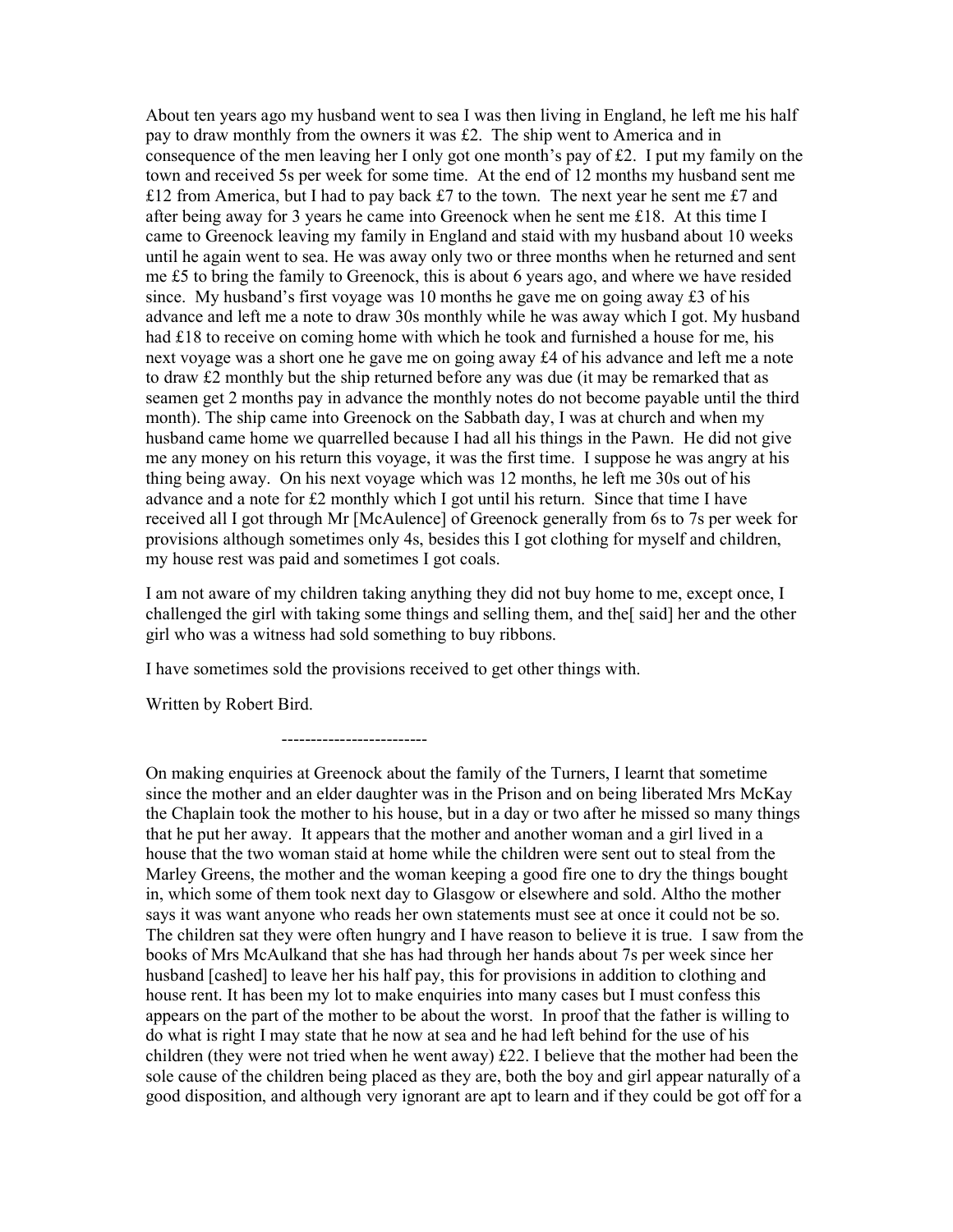About ten years ago my husband went to sea I was then living in England, he left me his half pay to draw monthly from the owners it was £2. The ship went to America and in consequence of the men leaving her I only got one month's pay of £2. I put my family on the town and received 5s per week for some time. At the end of 12 months my husband sent me £12 from America, but I had to pay back £7 to the town. The next year he sent me £7 and after being away for 3 years he came into Greenock when he sent me £18. At this time I came to Greenock leaving my family in England and staid with my husband about 10 weeks until he again went to sea. He was away only two or three months when he returned and sent me £5 to bring the family to Greenock, this is about 6 years ago, and where we have resided since. My husband's first voyage was 10 months he gave me on going away £3 of his advance and left me a note to draw 30s monthly while he was away which I got. My husband had £18 to receive on coming home with which he took and furnished a house for me, his next voyage was a short one he gave me on going away £4 of his advance and left me a note to draw £2 monthly but the ship returned before any was due (it may be remarked that as seamen get 2 months pay in advance the monthly notes do not become payable until the third month). The ship came into Greenock on the Sabbath day, I was at church and when my husband came home we quarrelled because I had all his things in the Pawn. He did not give me any money on his return this voyage, it was the first time. I suppose he was angry at his thing being away. On his next voyage which was 12 months, he left me 30s out of his advance and a note for £2 monthly which I got until his return. Since that time I have received all I got through Mr [McAulence] of Greenock generally from 6s to 7s per week for provisions although sometimes only 4s, besides this I got clothing for myself and children, my house rest was paid and sometimes I got coals.

I am not aware of my children taking anything they did not buy home to me, except once, I challenged the girl with taking some things and selling them, and the[ said] her and the other girl who was a witness had sold something to buy ribbons.

I have sometimes sold the provisions received to get other things with.

Written by Robert Bird.

------------------------

On making enquiries at Greenock about the family of the Turners, I learnt that sometime since the mother and an elder daughter was in the Prison and on being liberated Mrs McKay the Chaplain took the mother to his house, but in a day or two after he missed so many things that he put her away. It appears that the mother and another woman and a girl lived in a house that the two woman staid at home while the children were sent out to steal from the Marley Greens, the mother and the woman keeping a good fire one to dry the things bought in, which some of them took next day to Glasgow or elsewhere and sold. Altho the mother says it was want anyone who reads her own statements must see at once it could not be so. The children sat they were often hungry and I have reason to believe it is true. I saw from the books of Mrs McAulkand that she has had through her hands about 7s per week since her husband [cashed] to leave her his half pay, this for provisions in addition to clothing and house rent. It has been my lot to make enquiries into many cases but I must confess this appears on the part of the mother to be about the worst. In proof that the father is willing to do what is right I may state that he now at sea and he had left behind for the use of his children (they were not tried when he went away) £22. I believe that the mother had been the sole cause of the children being placed as they are, both the boy and girl appear naturally of a good disposition, and although very ignorant are apt to learn and if they could be got off for a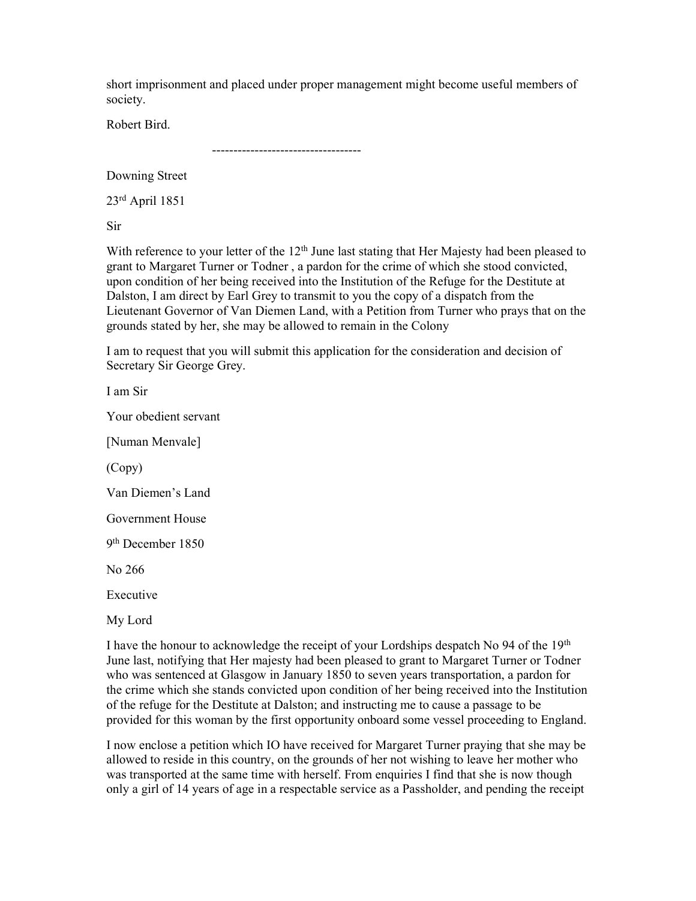short imprisonment and placed under proper management might become useful members of society.

Robert Bird.

-----------------------------------

Downing Street

23rd April 1851

Sir

With reference to your letter of the 12th June last stating that Her Majesty had been pleased to grant to Margaret Turner or Todner , a pardon for the crime of which she stood convicted, upon condition of her being received into the Institution of the Refuge for the Destitute at Dalston, I am direct by Earl Grey to transmit to you the copy of a dispatch from the Lieutenant Governor of Van Diemen Land, with a Petition from Turner who prays that on the grounds stated by her, she may be allowed to remain in the Colony

I am to request that you will submit this application for the consideration and decision of Secretary Sir George Grey.

I am Sir

Your obedient servant

[Numan Menvale]

(Copy)

Van Diemen's Land

Government House

9th December 1850

No 266

Executive

My Lord

I have the honour to acknowledge the receipt of your Lordships despatch No 94 of the 19th June last, notifying that Her majesty had been pleased to grant to Margaret Turner or Todner who was sentenced at Glasgow in January 1850 to seven years transportation, a pardon for the crime which she stands convicted upon condition of her being received into the Institution of the refuge for the Destitute at Dalston; and instructing me to cause a passage to be provided for this woman by the first opportunity onboard some vessel proceeding to England.

I now enclose a petition which IO have received for Margaret Turner praying that she may be allowed to reside in this country, on the grounds of her not wishing to leave her mother who was transported at the same time with herself. From enquiries I find that she is now though only a girl of 14 years of age in a respectable service as a Passholder, and pending the receipt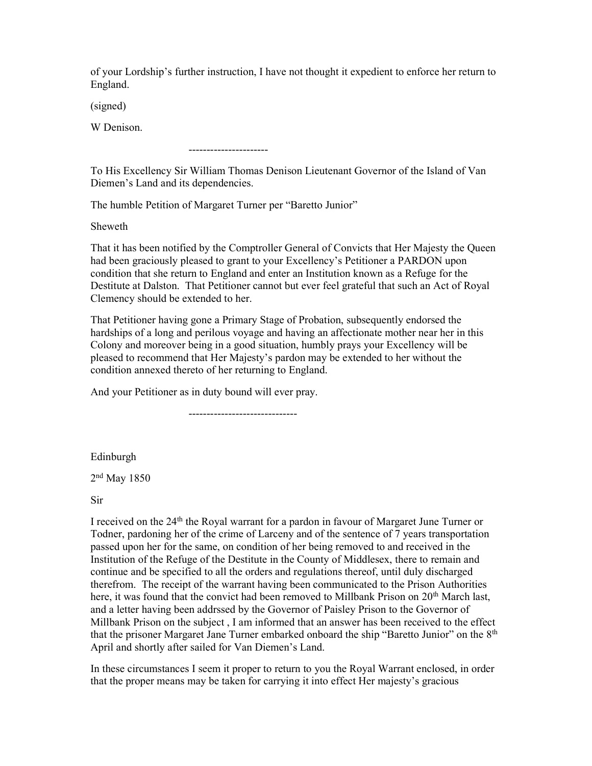of your Lordship's further instruction, I have not thought it expedient to enforce her return to England.

(signed)

W Denison.

----------------------

To His Excellency Sir William Thomas Denison Lieutenant Governor of the Island of Van Diemen's Land and its dependencies.

The humble Petition of Margaret Turner per "Baretto Junior"

Sheweth

That it has been notified by the Comptroller General of Convicts that Her Majesty the Queen had been graciously pleased to grant to your Excellency's Petitioner a PARDON upon condition that she return to England and enter an Institution known as a Refuge for the Destitute at Dalston. That Petitioner cannot but ever feel grateful that such an Act of Royal Clemency should be extended to her.

That Petitioner having gone a Primary Stage of Probation, subsequently endorsed the hardships of a long and perilous voyage and having an affectionate mother near her in this Colony and moreover being in a good situation, humbly prays your Excellency will be pleased to recommend that Her Majesty's pardon may be extended to her without the condition annexed thereto of her returning to England.

And your Petitioner as in duty bound will ever pray.

------------------------------

Edinburgh

2nd May 1850

Sir

I received on the 24th the Royal warrant for a pardon in favour of Margaret June Turner or Todner, pardoning her of the crime of Larceny and of the sentence of 7 years transportation passed upon her for the same, on condition of her being removed to and received in the Institution of the Refuge of the Destitute in the County of Middlesex, there to remain and continue and be specified to all the orders and regulations thereof, until duly discharged therefrom. The receipt of the warrant having been communicated to the Prison Authorities here, it was found that the convict had been removed to Millbank Prison on 20th March last, and a letter having been addrssed by the Governor of Paisley Prison to the Governor of Millbank Prison on the subject , I am informed that an answer has been received to the effect that the prisoner Margaret Jane Turner embarked onboard the ship "Baretto Junior" on the 8th April and shortly after sailed for Van Diemen's Land.

In these circumstances I seem it proper to return to you the Royal Warrant enclosed, in order that the proper means may be taken for carrying it into effect Her majesty's gracious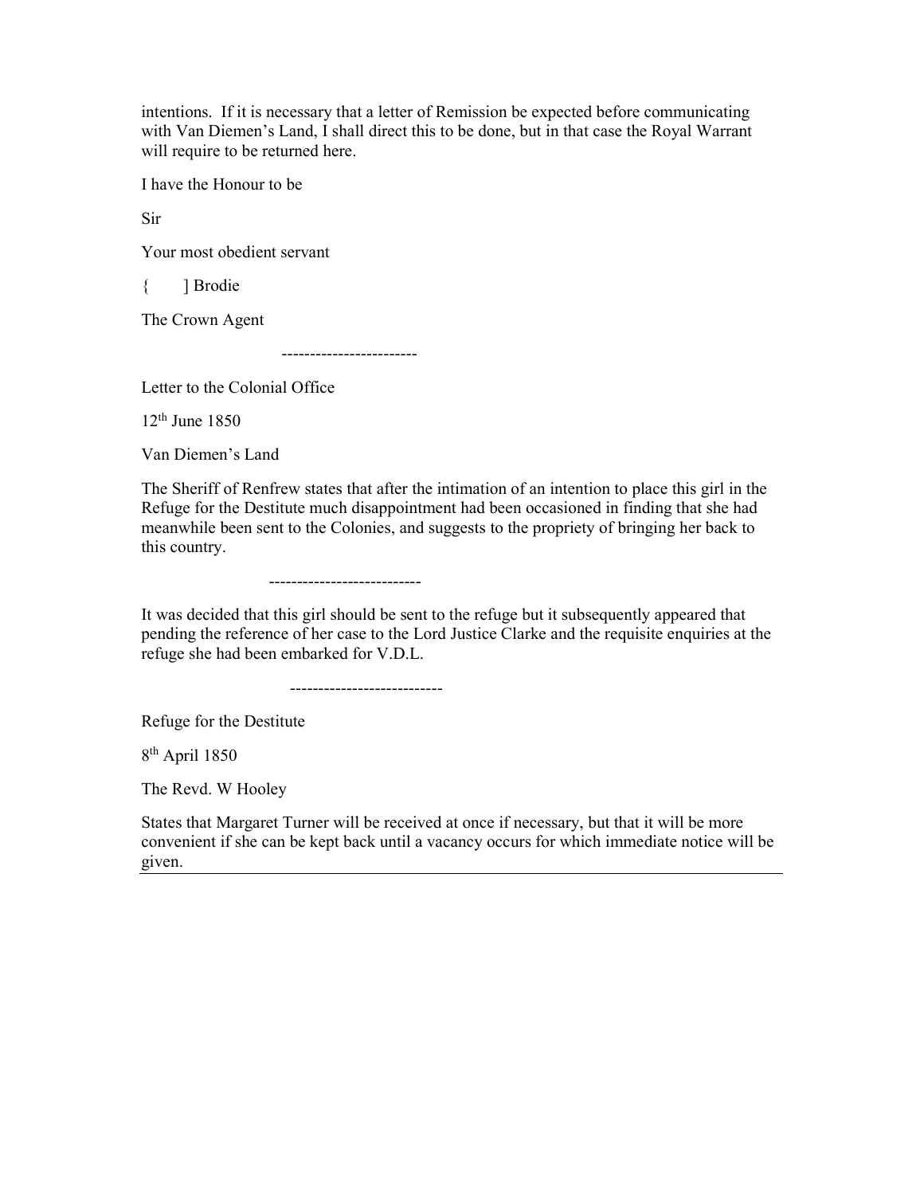intentions. If it is necessary that a letter of Remission be expected before communicating with Van Diemen's Land, I shall direct this to be done, but in that case the Royal Warrant will require to be returned here.

I have the Honour to be

Sir

Your most obedient servant

{ ] Brodie

The Crown Agent

------------------------

Letter to the Colonial Office

12th June 1850

Van Diemen's Land

The Sheriff of Renfrew states that after the intimation of an intention to place this girl in the Refuge for the Destitute much disappointment had been occasioned in finding that she had meanwhile been sent to the Colonies, and suggests to the propriety of bringing her back to this country.

---------------------------

It was decided that this girl should be sent to the refuge but it subsequently appeared that pending the reference of her case to the Lord Justice Clarke and the requisite enquiries at the refuge she had been embarked for V.D.L.

---------------------------

Refuge for the Destitute

8th April 1850

The Revd. W Hooley

States that Margaret Turner will be received at once if necessary, but that it will be more convenient if she can be kept back until a vacancy occurs for which immediate notice will be given.